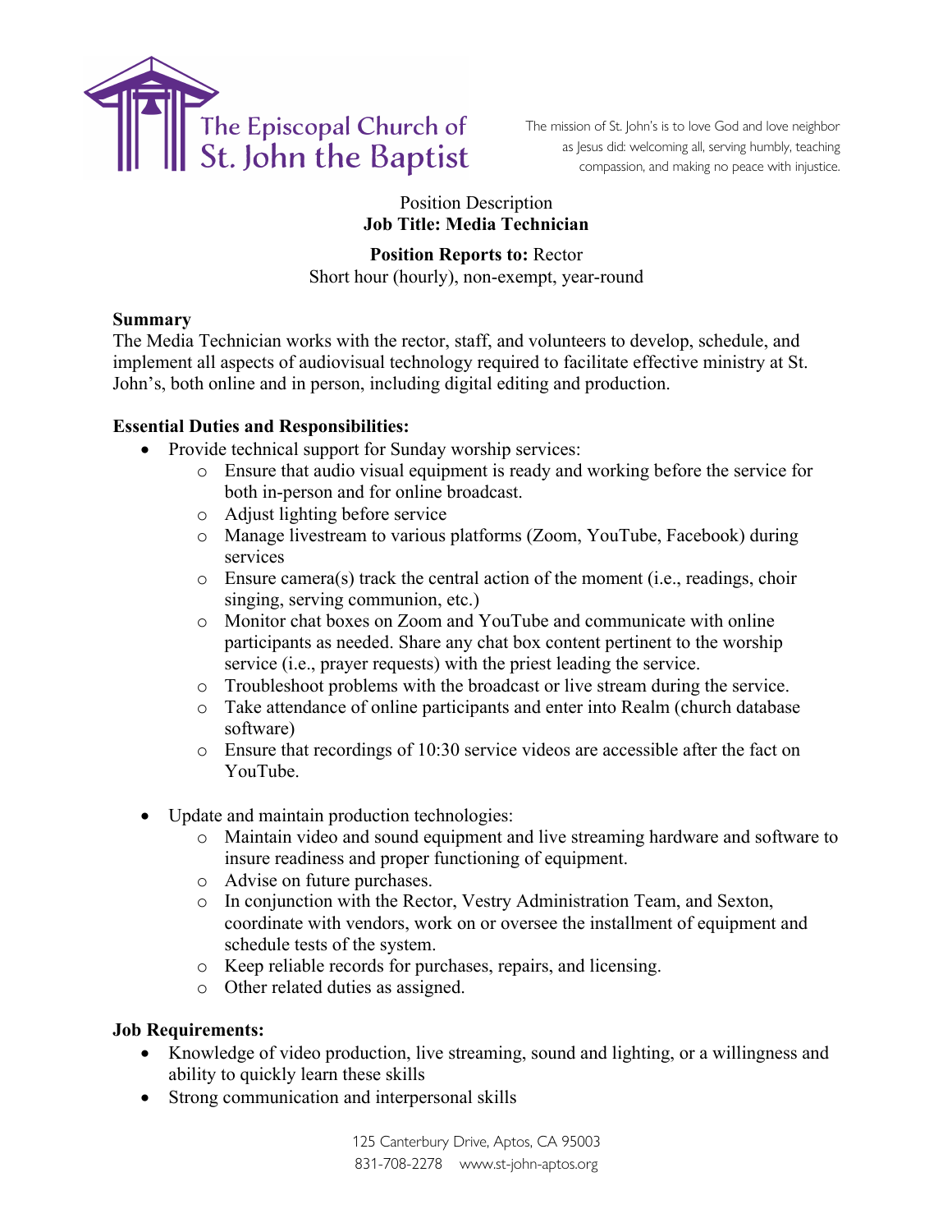The Episcopal Church of St. John the Baptist

The mission of St. John's is to love God and love neighbor as Jesus did: welcoming all, serving humbly, teaching compassion, and making no peace with injustice.

Position Description
**Job Title: Media Technician**

**Position Reports to:** Rector
Short hour (hourly), non-exempt, year-round

**Summary**
The Media Technician works with the rector, staff, and volunteers to develop, schedule, and implement all aspects of audiovisual technology required to facilitate effective ministry at St. John's, both online and in person, including digital editing and production.

**Essential Duties and Responsibilities:**

- Provide technical support for Sunday worship services:
  - Ensure that audio visual equipment is ready and working before the service for both in-person and for online broadcast.
  - Adjust lighting before service
  - Manage livestream to various platforms (Zoom, YouTube, Facebook) during services
  - Ensure camera(s) track the central action of the moment (i.e., readings, choir singing, serving communion, etc.)
  - Monitor chat boxes on Zoom and YouTube and communicate with online participants as needed. Share any chat box content pertinent to the worship service (i.e., prayer requests) with the priest leading the service.
  - Troubleshoot problems with the broadcast or live stream during the service.
  - Take attendance of online participants and enter into Realm (church database software)
  - Ensure that recordings of 10:30 service videos are accessible after the fact on YouTube.

- Update and maintain production technologies:
  - Maintain video and sound equipment and live streaming hardware and software to insure readiness and proper functioning of equipment.
  - Advise on future purchases.
  - In conjunction with the Rector, Vestry Administration Team, and Sexton, coordinate with vendors, work on or oversee the installment of equipment and schedule tests of the system.
  - Keep reliable records for purchases, repairs, and licensing.
  - Other related duties as assigned.

**Job Requirements:**

- Knowledge of video production, live streaming, sound and lighting, or a willingness and ability to quickly learn these skills
- Strong communication and interpersonal skills

125 Canterbury Drive, Aptos, CA 95003
831-708-2278 www.st-john-aptos.org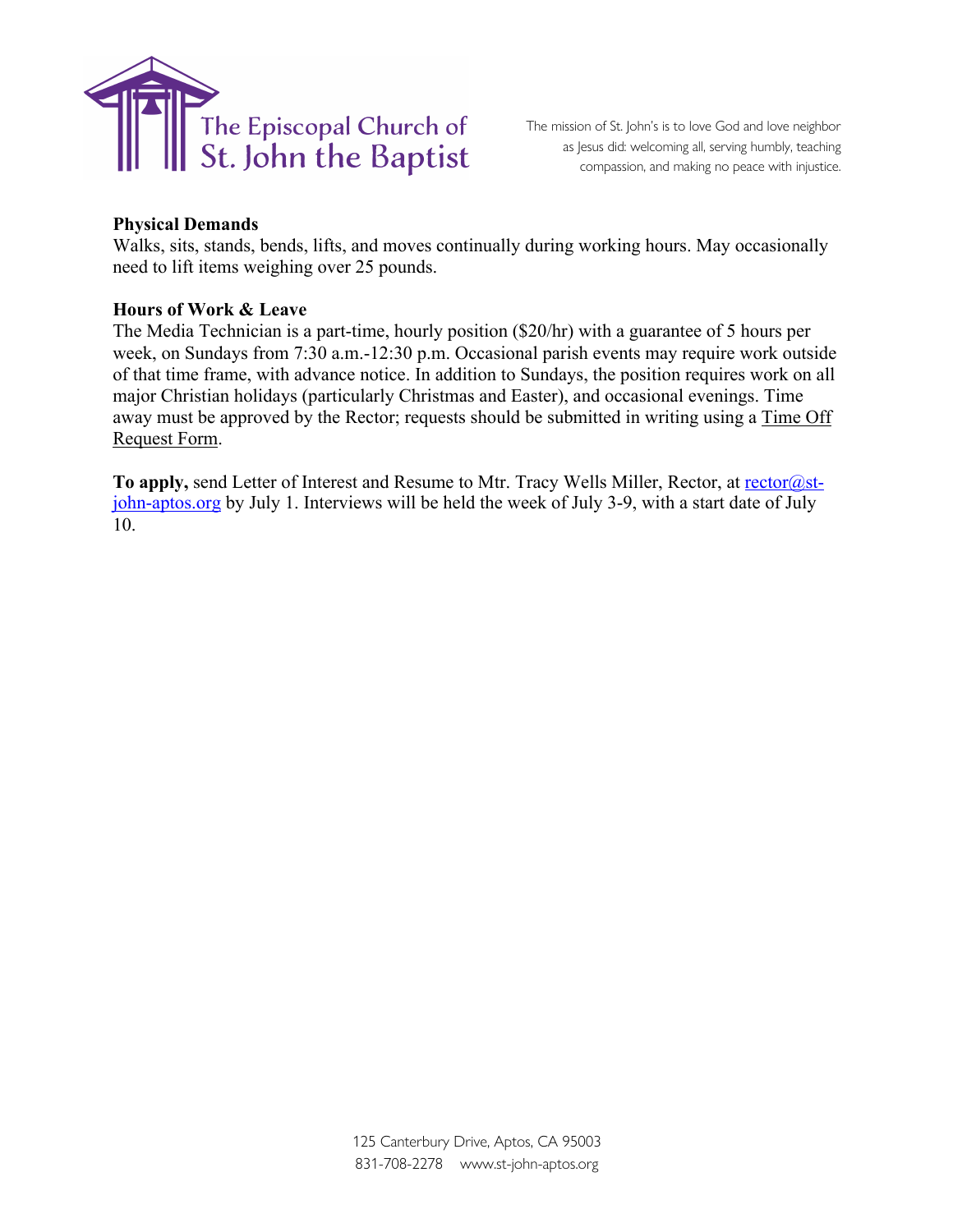### Physical Demands

Walks, sits, stands, bends, lifts, and moves continually during working hours. May occasionally need to lift items weighing over 25 pounds.

### Hours of Work & Leave

The Media Technician is a part-time, hourly position ($20/hr) with a guarantee of 5 hours per week, on Sundays from 7:30 a.m.-12:30 p.m. Occasional parish events may require work outside of that time frame, with advance notice. In addition to Sundays, the position requires work on all major Christian holidays (particularly Christmas and Easter), and occasional evenings. Time away must be approved by the Rector; requests should be submitted in writing using a Time Off Request Form.

**To apply,** send Letter of Interest and Resume to Mtr. Tracy Wells Miller, Rector, at [rector@st-john-aptos.org](mailto:rector@st-john-aptos.org) by July 1. Interviews will be held the week of July 3-9, with a start date of July 10.